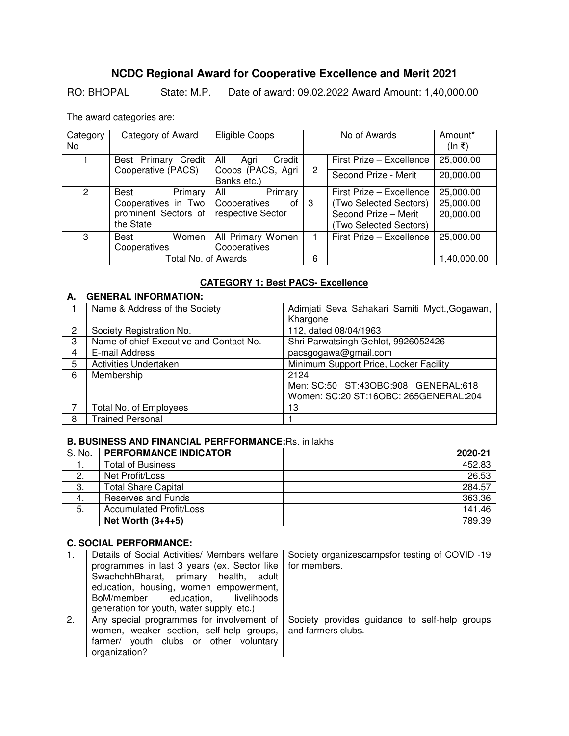# NCDC Regional Award for Cooperative Excellence and Merit 2021

RO: BHOPAL State: M.P. Date of award: 09.02.2022 Award Amount: 1,40,000.00

The award categories are:

| Category No | Category of Award | Eligible Coops | No of Awards | | Amount* (In ₹) |
|---|---|---|---|---|---|
| 1 | Best Primary Credit Cooperative (PACS) | All Agri Credit Coops (PACS, Agri Banks etc.) | 2 | First Prize – Excellence | 25,000.00 |
| | | | | Second Prize - Merit | 20,000.00 |
| 2 | Best Primary Cooperatives in Two prominent Sectors of the State | All Primary Cooperatives of respective Sector | 3 | First Prize – Excellence (Two Selected Sectors) | 25,000.00<br>25,000.00 |
| | | | | Second Prize – Merit (Two Selected Sectors) | 20,000.00 |
| 3 | Best Women Cooperatives | All Primary Women Cooperatives | 1 | First Prize – Excellence | 25,000.00 |
| | Total No. of Awards | | 6 | | 1,40,000.00 |

## CATEGORY 1: Best PACS- Excellence

### A. GENERAL INFORMATION:

| | | |
|---|---|---|
| 1 | Name & Address of the Society | Adimjati Seva Sahakari Samiti Mydt.,Gogawan, Khargone |
| 2 | Society Registration No. | 112, dated 08/04/1963 |
| 3 | Name of chief Executive and Contact No. | Shri Parwatsingh Gehlot, 9926052426 |
| 4 | E-mail Address | pacsgogawa@gmail.com |
| 5 | Activities Undertaken | Minimum Support Price, Locker Facility |
| 6 | Membership | 2124<br>Men: SC:50 ST:43OBC:908 GENERAL:618<br>Women: SC:20 ST:16OBC: 265GENERAL:204 |
| 7 | Total No. of Employees | 13 |
| 8 | Trained Personal | 1 |

### B. BUSINESS AND FINANCIAL PERFFORMANCE:Rs. in lakhs

| S. No. | PERFORMANCE INDICATOR | 2020-21 |
|---|---|---|
| 1. | Total of Business | 452.83 |
| 2. | Net Profit/Loss | 26.53 |
| 3. | Total Share Capital | 284.57 |
| 4. | Reserves and Funds | 363.36 |
| 5. | Accumulated Profit/Loss | 141.46 |
| | **Net Worth (3+4+5)** | 789.39 |

### C. SOCIAL PERFORMANCE:

| | | |
|---|---|---|
| 1. | Details of Social Activities/ Members welfare programmes in last 3 years (ex. Sector like SwachchhBharat, primary health, adult education, housing, women empowerment, BoM/member education, livelihoods generation for youth, water supply, etc.) | Society organizescampsfor testing of COVID -19 for members. |
| 2. | Any special programmes for involvement of women, weaker section, self-help groups, farmer/ youth clubs or other voluntary organization? | Society provides guidance to self-help groups and farmers clubs. |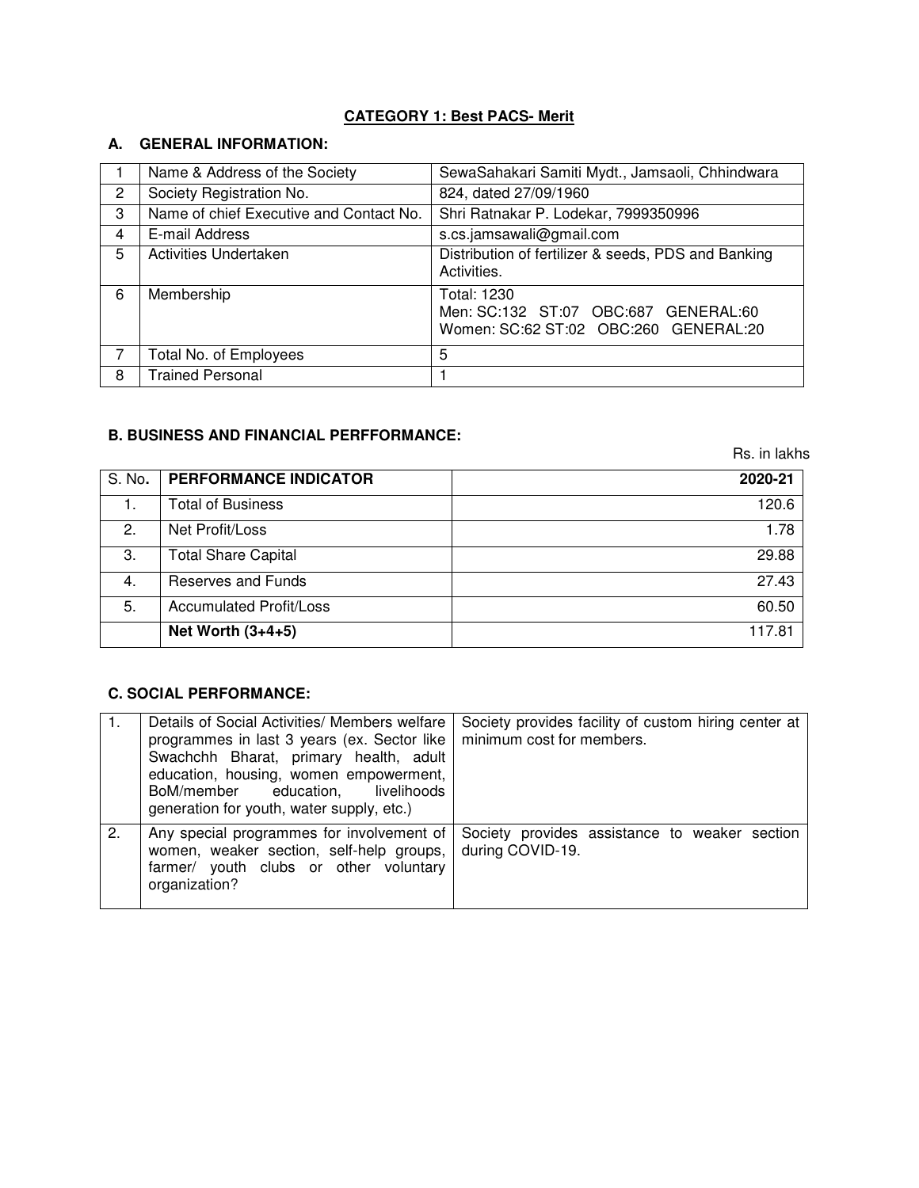## CATEGORY 1: Best PACS- Merit

### A. GENERAL INFORMATION:

| | | |
|---|---|---|
| 1 | Name & Address of the Society | SewaSahakari Samiti Mydt., Jamsaoli, Chhindwara |
| 2 | Society Registration No. | 824, dated 27/09/1960 |
| 3 | Name of chief Executive and Contact No. | Shri Ratnakar P. Lodekar, 7999350996 |
| 4 | E-mail Address | s.cs.jamsawali@gmail.com |
| 5 | Activities Undertaken | Distribution of fertilizer & seeds, PDS and Banking Activities. |
| 6 | Membership | Total: 1230<br>Men: SC:132 ST:07 OBC:687 GENERAL:60<br>Women: SC:62 ST:02 OBC:260 GENERAL:20 |
| 7 | Total No. of Employees | 5 |
| 8 | Trained Personal | 1 |

### B. BUSINESS AND FINANCIAL PERFFORMANCE:

Rs. in lakhs

| S. No. | PERFORMANCE INDICATOR | 2020-21 |
|---|---|---|
| 1. | Total of Business | 120.6 |
| 2. | Net Profit/Loss | 1.78 |
| 3. | Total Share Capital | 29.88 |
| 4. | Reserves and Funds | 27.43 |
| 5. | Accumulated Profit/Loss | 60.50 |
| | **Net Worth (3+4+5)** | 117.81 |

### C. SOCIAL PERFORMANCE:

| | | |
|---|---|---|
| 1. | Details of Social Activities/ Members welfare programmes in last 3 years (ex. Sector like Swachchh Bharat, primary health, adult education, housing, women empowerment, BoM/member education, livelihoods generation for youth, water supply, etc.) | Society provides facility of custom hiring center at minimum cost for members. |
| 2. | Any special programmes for involvement of women, weaker section, self-help groups, farmer/ youth clubs or other voluntary organization? | Society provides assistance to weaker section during COVID-19. |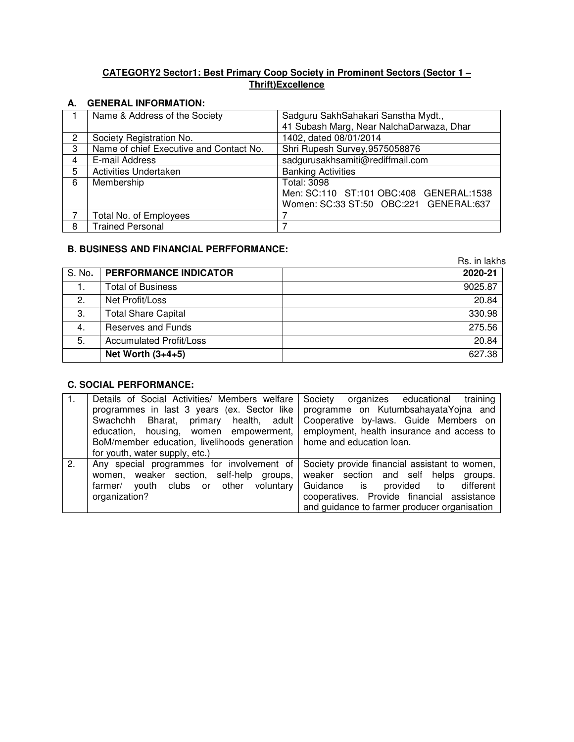**CATEGORY2 Sector1: Best Primary Coop Society in Prominent Sectors (Sector 1 – Thrift)Excellence**

### A. GENERAL INFORMATION:

| | | |
|---|---|---|
| 1 | Name & Address of the Society | Sadguru SakhSahakari Sanstha Mydt.,<br>41 Subash Marg, Near NalchaDarwaza, Dhar |
| 2 | Society Registration No. | 1402, dated 08/01/2014 |
| 3 | Name of chief Executive and Contact No. | Shri Rupesh Survey,9575058876 |
| 4 | E-mail Address | sadgurusakhsamiti@rediffmail.com |
| 5 | Activities Undertaken | Banking Activities |
| 6 | Membership | Total: 3098<br>Men: SC:110 ST:101 OBC:408 GENERAL:1538<br>Women: SC:33 ST:50 OBC:221 GENERAL:637 |
| 7 | Total No. of Employees | 7 |
| 8 | Trained Personal | 7 |

### B. BUSINESS AND FINANCIAL PERFFORMANCE:

Rs. in lakhs

| S. No. | PERFORMANCE INDICATOR | 2020-21 |
|---|---|---|
| 1. | Total of Business | 9025.87 |
| 2. | Net Profit/Loss | 20.84 |
| 3. | Total Share Capital | 330.98 |
| 4. | Reserves and Funds | 275.56 |
| 5. | Accumulated Profit/Loss | 20.84 |
| | **Net Worth (3+4+5)** | 627.38 |

### C. SOCIAL PERFORMANCE:

| | | |
|---|---|---|
| 1. | Details of Social Activities/ Members welfare programmes in last 3 years (ex. Sector like Swachchh Bharat, primary health, adult education, housing, women empowerment, BoM/member education, livelihoods generation for youth, water supply, etc.) | Society organizes educational training programme on KutumbsahayataYojna and Cooperative by-laws. Guide Members on employment, health insurance and access to home and education loan. |
| 2. | Any special programmes for involvement of women, weaker section, self-help groups, farmer/ youth clubs or other voluntary organization? | Society provide financial assistant to women, weaker section and self helps groups. Guidance is provided to different cooperatives. Provide financial assistance and guidance to farmer producer organisation |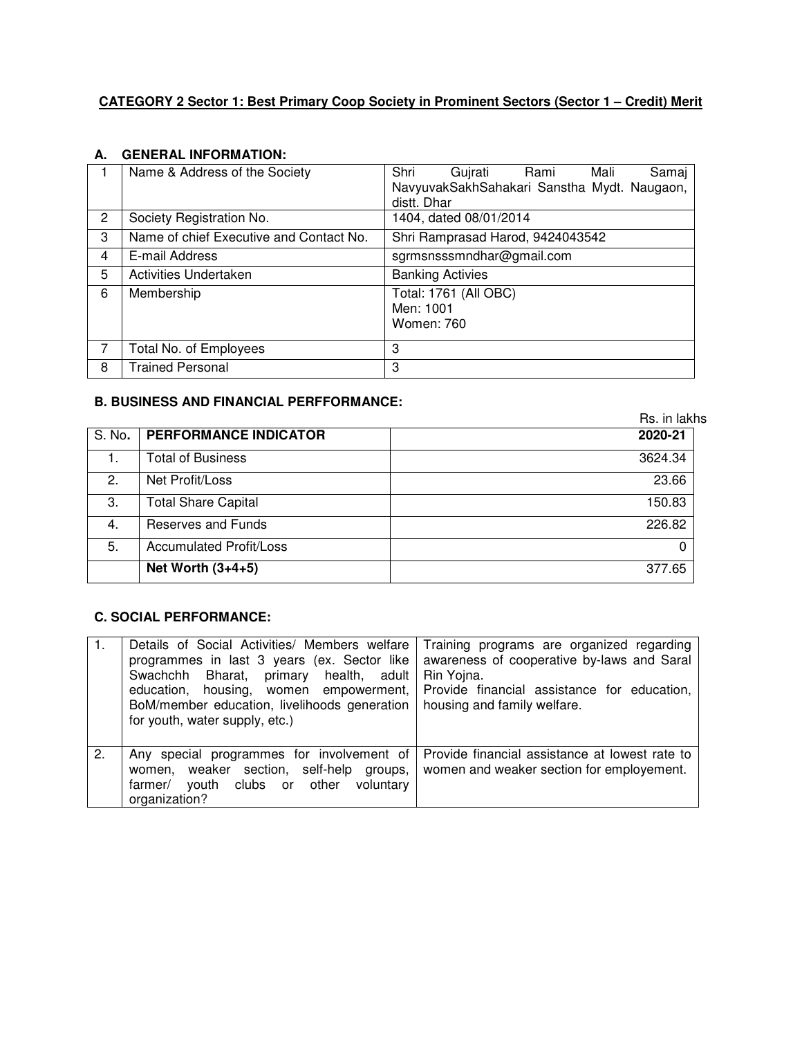**CATEGORY 2 Sector 1: Best Primary Coop Society in Prominent Sectors (Sector 1 – Credit) Merit**

## A. GENERAL INFORMATION:

| | | |
|---|---|---|
| 1 | Name & Address of the Society | Shri Gujrati Rami Mali Samaj NavyuvakSakhSahakari Sanstha Mydt. Naugaon, distt. Dhar |
| 2 | Society Registration No. | 1404, dated 08/01/2014 |
| 3 | Name of chief Executive and Contact No. | Shri Ramprasad Harod, 9424043542 |
| 4 | E-mail Address | sgrmsnsssmndhar@gmail.com |
| 5 | Activities Undertaken | Banking Activies |
| 6 | Membership | Total: 1761 (All OBC)<br>Men: 1001<br>Women: 760 |
| 7 | Total No. of Employees | 3 |
| 8 | Trained Personal | 3 |

## B. BUSINESS AND FINANCIAL PERFFORMANCE:

Rs. in lakhs

| S. No. | PERFORMANCE INDICATOR | 2020-21 |
|---|---|---|
| 1. | Total of Business | 3624.34 |
| 2. | Net Profit/Loss | 23.66 |
| 3. | Total Share Capital | 150.83 |
| 4. | Reserves and Funds | 226.82 |
| 5. | Accumulated Profit/Loss | 0 |
| | **Net Worth (3+4+5)** | 377.65 |

## C. SOCIAL PERFORMANCE:

| | | |
|---|---|---|
| 1. | Details of Social Activities/ Members welfare programmes in last 3 years (ex. Sector like Swachchh Bharat, primary health, adult education, housing, women empowerment, BoM/member education, livelihoods generation for youth, water supply, etc.) | Training programs are organized regarding awareness of cooperative by-laws and Saral Rin Yojna.<br>Provide financial assistance for education, housing and family welfare. |
| 2. | Any special programmes for involvement of women, weaker section, self-help groups, farmer/ youth clubs or other voluntary organization? | Provide financial assistance at lowest rate to women and weaker section for employement. |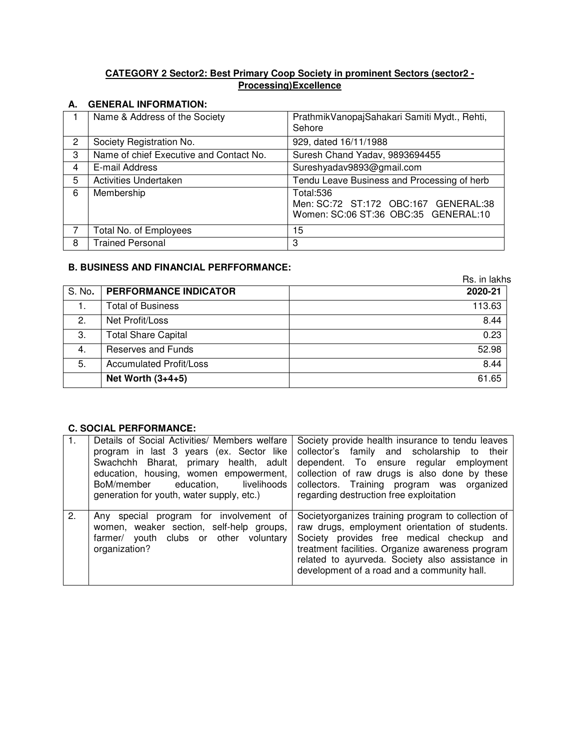**CATEGORY 2 Sector2: Best Primary Coop Society in prominent Sectors (sector2 - Processing)Excellence**

## A. GENERAL INFORMATION:

| | | |
|---|---|---|
| 1 | Name & Address of the Society | PrathmikVanopajSahakari Samiti Mydt., Rehti, Sehore |
| 2 | Society Registration No. | 929, dated 16/11/1988 |
| 3 | Name of chief Executive and Contact No. | Suresh Chand Yadav, 9893694455 |
| 4 | E-mail Address | Sureshyadav9893@gmail.com |
| 5 | Activities Undertaken | Tendu Leave Business and Processing of herb |
| 6 | Membership | Total:536<br>Men: SC:72 ST:172 OBC:167 GENERAL:38<br>Women: SC:06 ST:36 OBC:35 GENERAL:10 |
| 7 | Total No. of Employees | 15 |
| 8 | Trained Personal | 3 |

## B. BUSINESS AND FINANCIAL PERFFORMANCE:

Rs. in lakhs

| S. No. | PERFORMANCE INDICATOR | 2020-21 |
|---|---|---|
| 1. | Total of Business | 113.63 |
| 2. | Net Profit/Loss | 8.44 |
| 3. | Total Share Capital | 0.23 |
| 4. | Reserves and Funds | 52.98 |
| 5. | Accumulated Profit/Loss | 8.44 |
| | **Net Worth (3+4+5)** | 61.65 |

## C. SOCIAL PERFORMANCE:

| | | |
|---|---|---|
| 1. | Details of Social Activities/ Members welfare program in last 3 years (ex. Sector like Swachchh Bharat, primary health, adult education, housing, women empowerment, BoM/member education, livelihoods generation for youth, water supply, etc.) | Society provide health insurance to tendu leaves collector's family and scholarship to their dependent. To ensure regular employment collection of raw drugs is also done by these collectors. Training program was organized regarding destruction free exploitation |
| 2. | Any special program for involvement of women, weaker section, self-help groups, farmer/ youth clubs or other voluntary organization? | Societyorganizes training program to collection of raw drugs, employment orientation of students. Society provides free medical checkup and treatment facilities. Organize awareness program related to ayurveda. Society also assistance in development of a road and a community hall. |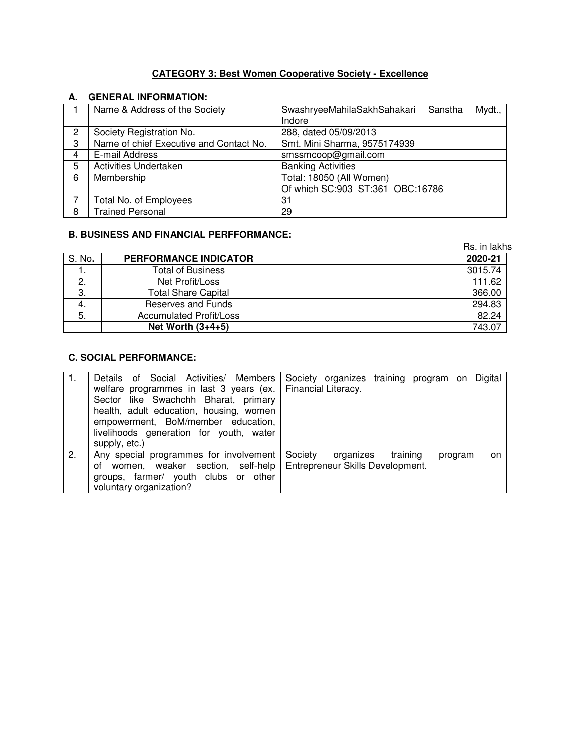## CATEGORY 3: Best Women Cooperative Society - Excellence

### A. GENERAL INFORMATION:

| | | |
|---|---|---|
| 1 | Name & Address of the Society | SwashryeeMahilaSakhSahakari Sanstha Mydt., Indore |
| 2 | Society Registration No. | 288, dated 05/09/2013 |
| 3 | Name of chief Executive and Contact No. | Smt. Mini Sharma, 9575174939 |
| 4 | E-mail Address | smssmcoop@gmail.com |
| 5 | Activities Undertaken | Banking Activities |
| 6 | Membership | Total: 18050 (All Women)<br>Of which SC:903 ST:361 OBC:16786 |
| 7 | Total No. of Employees | 31 |
| 8 | Trained Personal | 29 |

### B. BUSINESS AND FINANCIAL PERFFORMANCE:

Rs. in lakhs

| S. No. | PERFORMANCE INDICATOR | 2020-21 |
|---|---|---|
| 1. | Total of Business | 3015.74 |
| 2. | Net Profit/Loss | 111.62 |
| 3. | Total Share Capital | 366.00 |
| 4. | Reserves and Funds | 294.83 |
| 5. | Accumulated Profit/Loss | 82.24 |
| | **Net Worth (3+4+5)** | 743.07 |

### C. SOCIAL PERFORMANCE:

| | | |
|---|---|---|
| 1. | Details of Social Activities/ Members welfare programmes in last 3 years (ex. Sector like Swachchh Bharat, primary health, adult education, housing, women empowerment, BoM/member education, livelihoods generation for youth, water supply, etc.) | Society organizes training program on Digital Financial Literacy. |
| 2. | Any special programmes for involvement of women, weaker section, self-help groups, farmer/ youth clubs or other voluntary organization? | Society organizes training program on Entrepreneur Skills Development. |